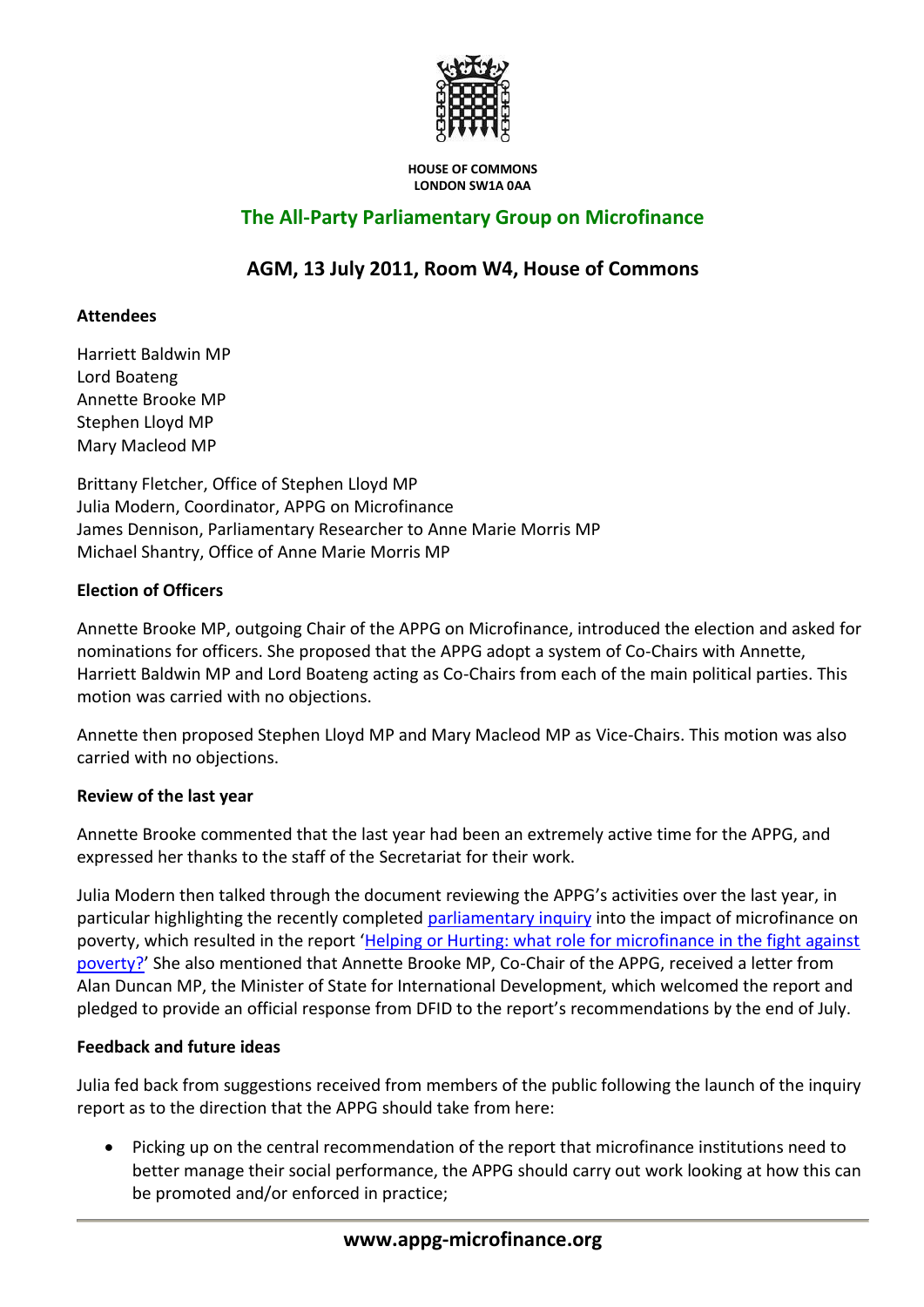HOUSE OF COMMONS
LONDON SW1A 0AA

# The All-Party Parliamentary Group on Microfinance

## AGM, 13 July 2011, Room W4, House of Commons

**Attendees**

Harriett Baldwin MP
Lord Boateng
Annette Brooke MP
Stephen Lloyd MP
Mary Macleod MP

Brittany Fletcher, Office of Stephen Lloyd MP
Julia Modern, Coordinator, APPG on Microfinance
James Dennison, Parliamentary Researcher to Anne Marie Morris MP
Michael Shantry, Office of Anne Marie Morris MP

**Election of Officers**

Annette Brooke MP, outgoing Chair of the APPG on Microfinance, introduced the election and asked for nominations for officers. She proposed that the APPG adopt a system of Co-Chairs with Annette, Harriett Baldwin MP and Lord Boateng acting as Co-Chairs from each of the main political parties. This motion was carried with no objections.

Annette then proposed Stephen Lloyd MP and Mary Macleod MP as Vice-Chairs. This motion was also carried with no objections.

**Review of the last year**

Annette Brooke commented that the last year had been an extremely active time for the APPG, and expressed her thanks to the staff of the Secretariat for their work.

Julia Modern then talked through the document reviewing the APPG's activities over the last year, in particular highlighting the recently completed parliamentary inquiry into the impact of microfinance on poverty, which resulted in the report 'Helping or Hurting: what role for microfinance in the fight against poverty?' She also mentioned that Annette Brooke MP, Co-Chair of the APPG, received a letter from Alan Duncan MP, the Minister of State for International Development, which welcomed the report and pledged to provide an official response from DFID to the report's recommendations by the end of July.

**Feedback and future ideas**

Julia fed back from suggestions received from members of the public following the launch of the inquiry report as to the direction that the APPG should take from here:

- Picking up on the central recommendation of the report that microfinance institutions need to better manage their social performance, the APPG should carry out work looking at how this can be promoted and/or enforced in practice;

www.appg-microfinance.org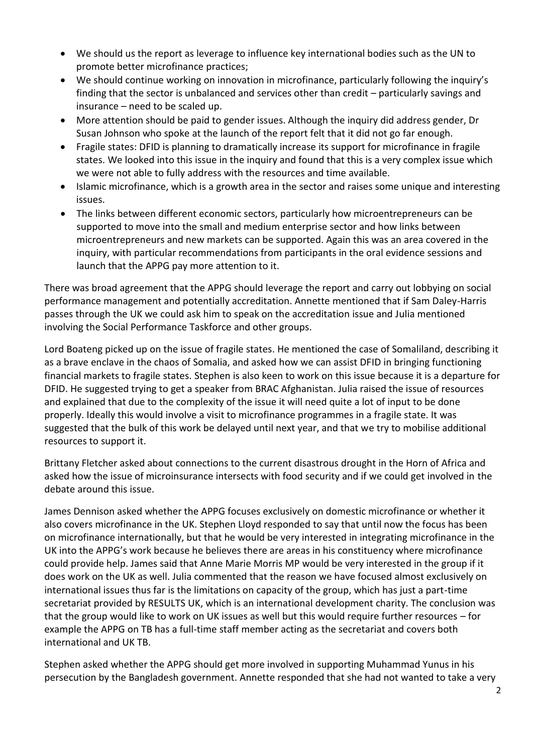- We should us the report as leverage to influence key international bodies such as the UN to promote better microfinance practices;
- We should continue working on innovation in microfinance, particularly following the inquiry's finding that the sector is unbalanced and services other than credit – particularly savings and insurance – need to be scaled up.
- More attention should be paid to gender issues. Although the inquiry did address gender, Dr Susan Johnson who spoke at the launch of the report felt that it did not go far enough.
- Fragile states: DFID is planning to dramatically increase its support for microfinance in fragile states. We looked into this issue in the inquiry and found that this is a very complex issue which we were not able to fully address with the resources and time available.
- Islamic microfinance, which is a growth area in the sector and raises some unique and interesting issues.
- The links between different economic sectors, particularly how microentrepreneurs can be supported to move into the small and medium enterprise sector and how links between microentrepreneurs and new markets can be supported. Again this was an area covered in the inquiry, with particular recommendations from participants in the oral evidence sessions and launch that the APPG pay more attention to it.

There was broad agreement that the APPG should leverage the report and carry out lobbying on social performance management and potentially accreditation. Annette mentioned that if Sam Daley-Harris passes through the UK we could ask him to speak on the accreditation issue and Julia mentioned involving the Social Performance Taskforce and other groups.

Lord Boateng picked up on the issue of fragile states. He mentioned the case of Somaliland, describing it as a brave enclave in the chaos of Somalia, and asked how we can assist DFID in bringing functioning financial markets to fragile states. Stephen is also keen to work on this issue because it is a departure for DFID. He suggested trying to get a speaker from BRAC Afghanistan. Julia raised the issue of resources and explained that due to the complexity of the issue it will need quite a lot of input to be done properly. Ideally this would involve a visit to microfinance programmes in a fragile state. It was suggested that the bulk of this work be delayed until next year, and that we try to mobilise additional resources to support it.

Brittany Fletcher asked about connections to the current disastrous drought in the Horn of Africa and asked how the issue of microinsurance intersects with food security and if we could get involved in the debate around this issue.

James Dennison asked whether the APPG focuses exclusively on domestic microfinance or whether it also covers microfinance in the UK. Stephen Lloyd responded to say that until now the focus has been on microfinance internationally, but that he would be very interested in integrating microfinance in the UK into the APPG's work because he believes there are areas in his constituency where microfinance could provide help. James said that Anne Marie Morris MP would be very interested in the group if it does work on the UK as well. Julia commented that the reason we have focused almost exclusively on international issues thus far is the limitations on capacity of the group, which has just a part-time secretariat provided by RESULTS UK, which is an international development charity. The conclusion was that the group would like to work on UK issues as well but this would require further resources – for example the APPG on TB has a full-time staff member acting as the secretariat and covers both international and UK TB.

Stephen asked whether the APPG should get more involved in supporting Muhammad Yunus in his persecution by the Bangladesh government. Annette responded that she had not wanted to take a very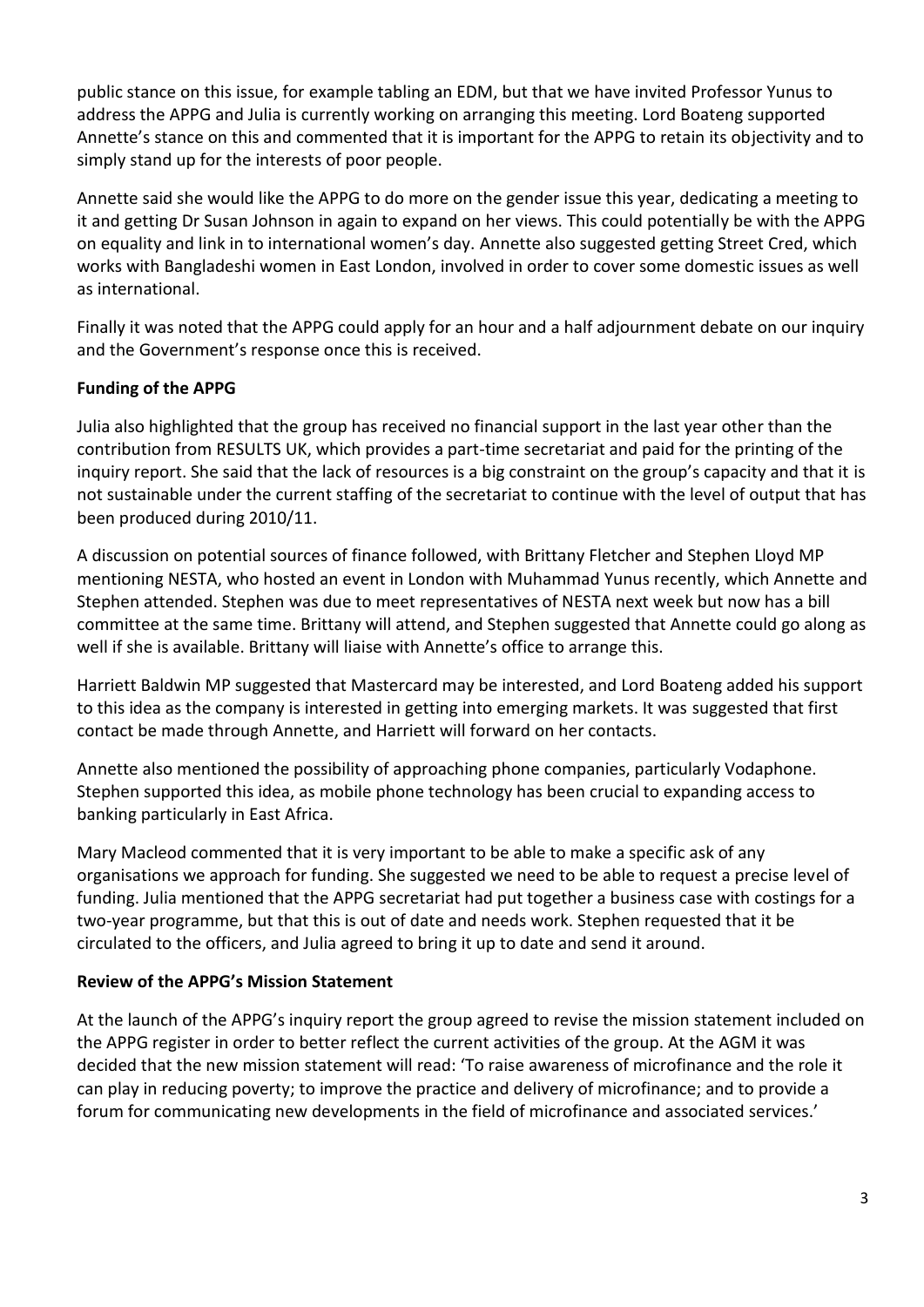public stance on this issue, for example tabling an EDM, but that we have invited Professor Yunus to address the APPG and Julia is currently working on arranging this meeting. Lord Boateng supported Annette's stance on this and commented that it is important for the APPG to retain its objectivity and to simply stand up for the interests of poor people.

Annette said she would like the APPG to do more on the gender issue this year, dedicating a meeting to it and getting Dr Susan Johnson in again to expand on her views. This could potentially be with the APPG on equality and link in to international women's day. Annette also suggested getting Street Cred, which works with Bangladeshi women in East London, involved in order to cover some domestic issues as well as international.

Finally it was noted that the APPG could apply for an hour and a half adjournment debate on our inquiry and the Government's response once this is received.

**Funding of the APPG**

Julia also highlighted that the group has received no financial support in the last year other than the contribution from RESULTS UK, which provides a part-time secretariat and paid for the printing of the inquiry report. She said that the lack of resources is a big constraint on the group's capacity and that it is not sustainable under the current staffing of the secretariat to continue with the level of output that has been produced during 2010/11.

A discussion on potential sources of finance followed, with Brittany Fletcher and Stephen Lloyd MP mentioning NESTA, who hosted an event in London with Muhammad Yunus recently, which Annette and Stephen attended. Stephen was due to meet representatives of NESTA next week but now has a bill committee at the same time. Brittany will attend, and Stephen suggested that Annette could go along as well if she is available. Brittany will liaise with Annette's office to arrange this.

Harriett Baldwin MP suggested that Mastercard may be interested, and Lord Boateng added his support to this idea as the company is interested in getting into emerging markets. It was suggested that first contact be made through Annette, and Harriett will forward on her contacts.

Annette also mentioned the possibility of approaching phone companies, particularly Vodaphone. Stephen supported this idea, as mobile phone technology has been crucial to expanding access to banking particularly in East Africa.

Mary Macleod commented that it is very important to be able to make a specific ask of any organisations we approach for funding. She suggested we need to be able to request a precise level of funding. Julia mentioned that the APPG secretariat had put together a business case with costings for a two-year programme, but that this is out of date and needs work. Stephen requested that it be circulated to the officers, and Julia agreed to bring it up to date and send it around.

**Review of the APPG's Mission Statement**

At the launch of the APPG's inquiry report the group agreed to revise the mission statement included on the APPG register in order to better reflect the current activities of the group. At the AGM it was decided that the new mission statement will read: 'To raise awareness of microfinance and the role it can play in reducing poverty; to improve the practice and delivery of microfinance; and to provide a forum for communicating new developments in the field of microfinance and associated services.'